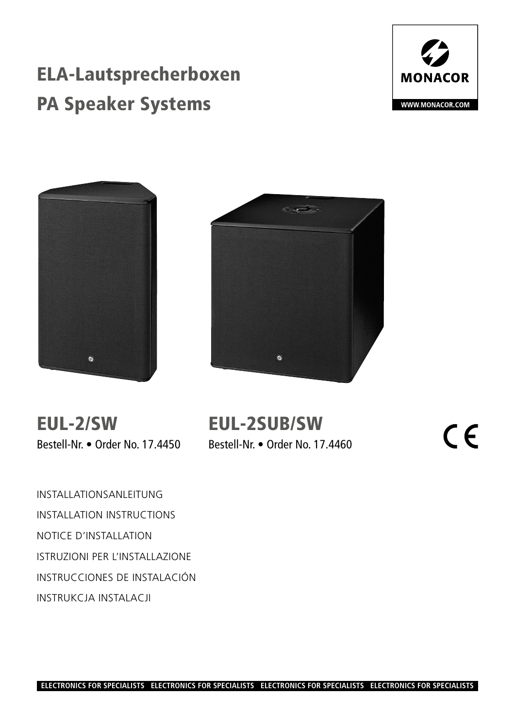# ELA-Lautsprecherboxen

# PA Speaker Systems

MONACOR

WWW.MONACOR.COM

## EUL-2/SW

Bestell-Nr. • Order No. 17.4450

## EUL-2SUB/SW

Bestell-Nr. • Order No. 17.4460

CE

INSTALLATIONSANLEITUNG

INSTALLATION INSTRUCTIONS

NOTICE D'INSTALLATION

ISTRUZIONI PER L'INSTALLAZIONE

INSTRUCCIONES DE INSTALACIÓN

INSTRUKCJA INSTALACJI

ELECTRONICS FOR SPECIALISTS ELECTRONICS FOR SPECIALISTS ELECTRONICS FOR SPECIALISTS ELECTRONICS FOR SPECIALISTS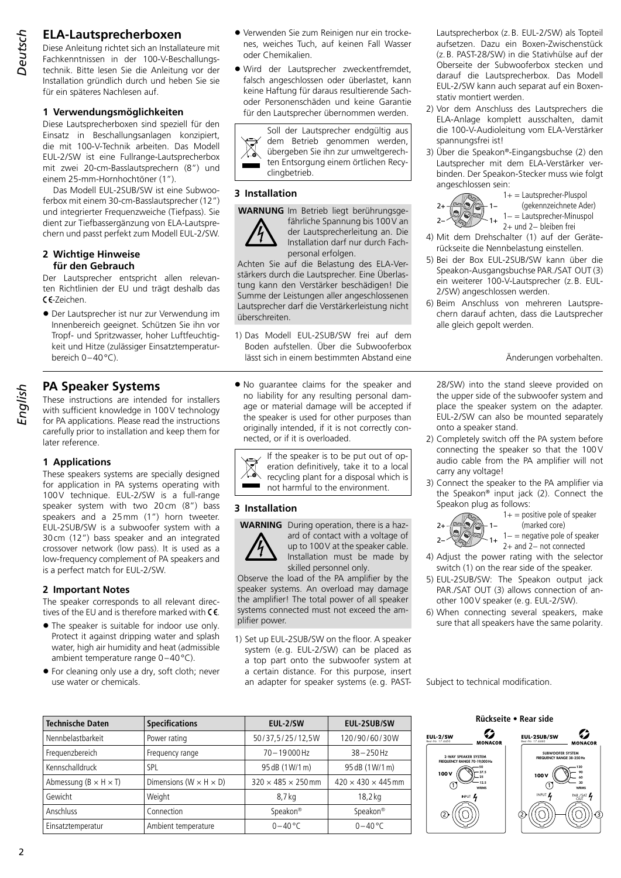Deutsch

# ELA-Lautsprecherboxen

Diese Anleitung richtet sich an Installateure mit Fachkenntnissen in der 100-V-Beschallungstechnik. Bitte lesen Sie die Anleitung vor der Installation gründlich durch und heben Sie sie für ein späteres Nachlesen auf.

## 1 Verwendungsmöglichkeiten

Diese Lautsprecherboxen sind speziell für den Einsatz in Beschallungsanlagen konzipiert, die mit 100-V-Technik arbeiten. Das Modell EUL-2/SW ist eine Fullrange-Lautsprecherbox mit zwei 20-cm-Basslautsprechern (8") und einem 25-mm-Hornhochtöner (1").

Das Modell EUL-2SUB/SW ist eine Subwooferbox mit einem 30-cm-Basslautsprecher (12") und integrierter Frequenzweiche (Tiefpass). Sie dient zur Tiefbassergänzung von ELA-Lautsprechern und passt perfekt zum Modell EUL-2/SW.

## 2 Wichtige Hinweise für den Gebrauch

Der Lautsprecher entspricht allen relevanten Richtlinien der EU und trägt deshalb das CE-Zeichen.

- Der Lautsprecher ist nur zur Verwendung im Innenbereich geeignet. Schützen Sie ihn vor Tropf- und Spritzwasser, hoher Luftfeuchtigkeit und Hitze (zulässiger Einsatztemperaturbereich 0–40 °C).
- Verwenden Sie zum Reinigen nur ein trockenes, weiches Tuch, auf keinen Fall Wasser oder Chemikalien.
- Wird der Lautsprecher zweckentfremdet, falsch angeschlossen oder überlastet, kann keine Haftung für daraus resultierende Sach- oder Personenschäden und keine Garantie für den Lautsprecher übernommen werden.

Soll der Lautsprecher endgültig aus dem Betrieb genommen werden, übergeben Sie ihn zur umweltgerechten Entsorgung einem örtlichen Recyclingbetrieb.

## 3 Installation

**WARNUNG** Im Betrieb liegt berührungsgefährliche Spannung bis 100 V an der Lautsprecherleitung an. Die Installation darf nur durch Fachpersonal erfolgen.

Achten Sie auf die Belastung des ELA-Verstärkers durch die Lautsprecher. Eine Überlastung kann den Verstärker beschädigen! Die Summe der Leistungen aller angeschlossenen Lautsprecher darf die Verstärkerleistung nicht überschreiten.

1) Das Modell EUL-2SUB/SW frei auf dem Boden aufstellen. Über die Subwooferbox lässt sich in einem bestimmten Abstand eine Lautsprecherbox (z. B. EUL-2/SW) als Topteil aufsetzen. Dazu ein Boxen-Zwischenstück (z. B. PAST-28/SW) in die Stativhülse auf der Oberseite der Subwooferbox stecken und darauf die Lautsprecherbox. Das Modell EUL-2/SW kann auch separat auf ein Boxenstativ montiert werden.
2) Vor dem Anschluss des Lautsprechers die ELA-Anlage komplett ausschalten, damit die 100-V-Audioleitung vom ELA-Verstärker spannungsfrei ist!
3) Über die Speakon®-Eingangsbuchse (2) den Lautsprecher mit dem ELA-Verstärker verbinden. Der Speakon-Stecker muss wie folgt angeschlossen sein:
   1+ = Lautsprecher-Pluspol (gekennzeichnete Ader)
   1– = Lautsprecher-Minuspol
   2+ und 2– bleiben frei
4) Mit dem Drehschalter (1) auf der Geräterückseite die Nennbelastung einstellen.
5) Bei der Box EUL-2SUB/SW kann über die Speakon-Ausgangsbuchse PAR./SAT OUT (3) ein weiterer 100-V-Lautsprecher (z. B. EUL-2/SW) angeschlossen werden.
6) Beim Anschluss von mehreren Lautsprechern darauf achten, dass die Lautsprecher alle gleich gepolt werden.

Änderungen vorbehalten.

English

# PA Speaker Systems

These instructions are intended for installers with sufficient knowledge in 100 V technology for PA applications. Please read the instructions carefully prior to installation and keep them for later reference.

## 1 Applications

These speakers systems are specially designed for application in PA systems operating with 100 V technique. EUL-2/SW is a full-range speaker system with two 20 cm (8") bass speakers and a 25 mm (1") horn tweeter. EUL-2SUB/SW is a subwoofer system with a 30 cm (12") bass speaker and an integrated crossover network (low pass). It is used as a low-frequency complement of PA speakers and is a perfect match for EUL-2/SW.

## 2 Important Notes

The speaker corresponds to all relevant directives of the EU and is therefore marked with CE.

- The speaker is suitable for indoor use only. Protect it against dripping water and splash water, high air humidity and heat (admissible ambient temperature range 0–40 °C).
- For cleaning only use a dry, soft cloth; never use water or chemicals.
- No guarantee claims for the speaker and no liability for any resulting personal damage or material damage will be accepted if the speaker is used for other purposes than originally intended, if it is not correctly connected, or if it is overloaded.

If the speaker is to be put out of operation definitively, take it to a local recycling plant for a disposal which is not harmful to the environment.

## 3 Installation

**WARNING** During operation, there is a hazard of contact with a voltage of up to 100 V at the speaker cable. Installation must be made by skilled personnel only.

Observe the load of the PA amplifier by the speaker systems. An overload may damage the amplifier! The total power of all speaker systems connected must not exceed the amplifier power.

1) Set up EUL-2SUB/SW on the floor. A speaker system (e. g. EUL-2/SW) can be placed as a top part onto the subwoofer system at a certain distance. For this purpose, insert an adapter for speaker systems (e. g. PAST-28/SW) into the stand sleeve provided on the upper side of the subwoofer system and place the speaker system on the adapter. EUL-2/SW can also be mounted separately onto a speaker stand.
2) Completely switch off the PA system before connecting the speaker so that the 100 V audio cable from the PA amplifier will not carry any voltage!
3) Connect the speaker to the PA amplifier via the Speakon® input jack (2). Connect the Speakon plug as follows:
   1+ = positive pole of speaker (marked core)
   1– = negative pole of speaker
   2+ and 2– not connected
4) Adjust the power rating with the selector switch (1) on the rear side of the speaker.
5) EUL-2SUB/SW: The Speakon output jack PAR./SAT OUT (3) allows connection of another 100 V speaker (e. g. EUL-2/SW).
6) When connecting several speakers, make sure that all speakers have the same polarity.

Subject to technical modification.

| Technische Daten | Specifications | EUL-2/SW | EUL-2SUB/SW |
|---|---|---|---|
| Nennbelastbarkeit | Power rating | 50/37,5/25/12,5W | 120/90/60/30W |
| Frequenzbereich | Frequency range | 70–19 000 Hz | 38–250 Hz |
| Kennschalldruck | SPL | 95 dB (1 W/1 m) | 95 dB (1 W/1 m) |
| Abmessung (B × H × T) | Dimensions (W × H × D) | 320 × 485 × 250 mm | 420 × 430 × 445 mm |
| Gewicht | Weight | 8,7 kg | 18,2 kg |
| Anschluss | Connection | Speakon® | Speakon® |
| Einsatztemperatur | Ambient temperature | 0–40 °C | 0–40 °C |

**Rückseite • Rear side**

EUL-2/SW — MONACOR — 2-WAY SPEAKER SYSTEM FREQUENCY RANGE 70-19,000 Hz — 100 V — 50 / 37.5 / 25 / 12.5 WRMS — (1) — INPUT — (2)

EUL-2SUB/SW — MONACOR — SUBWOOFER SYSTEM FREQUENCY RANGE 38-250 Hz — 100 V — 120 / 90 / 60 / 30 WRMS — (1) — INPUT — PAR./SAT OUT — (2) — (3)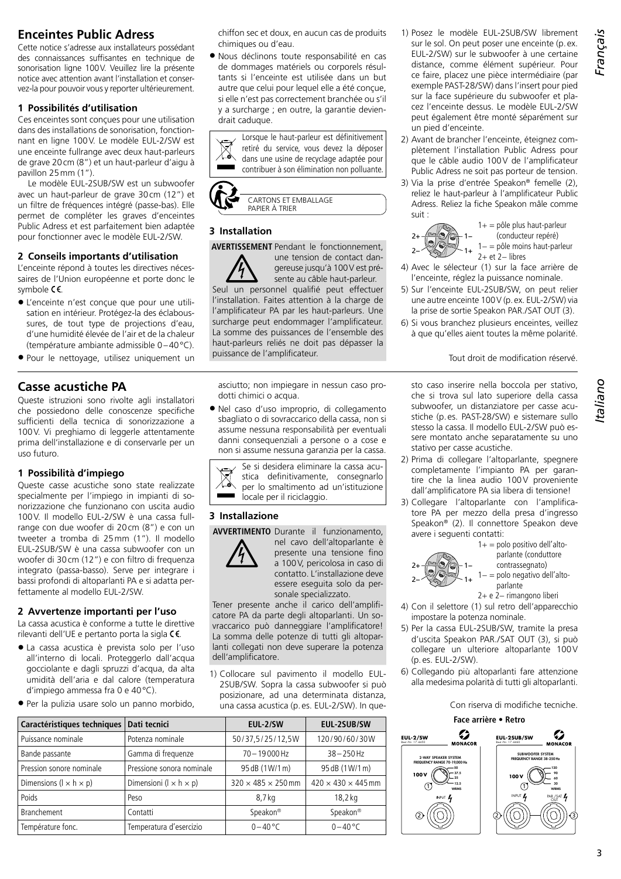# Enceintes Public Adress

Cette notice s'adresse aux installateurs possédant des connaissances suffisantes en technique de sonorisation ligne 100V. Veuillez lire la présente notice avec attention avant l'installation et conservez-la pour pouvoir vous y reporter ultérieurement.

### 1 Possibilités d'utilisation

Ces enceintes sont conçues pour une utilisation dans des installations de sonorisation, fonctionnant en ligne 100V. Le modèle EUL-2/SW est une enceinte fullrange avec deux haut-parleurs de grave 20cm (8") et un haut-parleur d'aigu à pavillon 25mm (1").

Le modèle EUL-2SUB/SW est un subwoofer avec un haut-parleur de grave 30cm (12") et un filtre de fréquences intégré (passe-bas). Elle permet de compléter les graves d'enceintes Public Adress et est parfaitement bien adaptée pour fonctionner avec le modèle EUL-2/SW.

### 2 Conseils importants d'utilisation

L'enceinte répond à toutes les directives nécessaires de l'Union européenne et porte donc le symbole CE.

- L'enceinte n'est conçue que pour une utilisation en intérieur. Protégez-la des éclaboussures, de tout type de projections d'eau, d'une humidité élevée de l'air et de la chaleur (température ambiante admissible 0–40°C).
- Pour le nettoyage, utilisez uniquement un chiffon sec et doux, en aucun cas de produits chimiques ou d'eau.
- Nous déclinons toute responsabilité en cas de dommages matériels ou corporels résultants si l'enceinte est utilisée dans un but autre que celui pour lequel elle a été conçue, si elle n'est pas correctement branchée ou s'il y a surcharge ; en outre, la garantie deviendrait caduque.

Lorsque le haut-parleur est définitivement retiré du service, vous devez la déposer dans une usine de recyclage adaptée pour contribuer à son élimination non polluante.

CARTONS ET EMBALLAGE PAPIER À TRIER

### 3 Installation

**AVERTISSEMENT** Pendant le fonctionnement, une tension de contact dangereuse jusqu'à 100V est présente au câble haut-parleur. Seul un personnel qualifié peut effectuer l'installation. Faites attention à la charge de l'amplificateur PA par les haut-parleurs. Une surcharge peut endommager l'amplificateur. La somme des puissances de l'ensemble des haut-parleurs reliés ne doit pas dépasser la puissance de l'amplificateur.

1) Posez le modèle EUL-2SUB/SW librement sur le sol. On peut poser une enceinte (p.ex. EUL-2/SW) sur le subwoofer à une certaine distance, comme élément supérieur. Pour ce faire, placez une pièce intermédiaire (par exemple PAST-28/SW) dans l'insert pour pied sur la face supérieure du subwoofer et placez l'enceinte dessus. Le modèle EUL-2/SW peut également être monté séparément sur un pied d'enceinte.
2) Avant de brancher l'enceinte, éteignez complètement l'installation Public Adress pour que le câble audio 100V de l'amplificateur Public Adress ne soit pas porteur de tension.
3) Via la prise d'entrée Speakon® femelle (2), reliez le haut-parleur à l'amplificateur Public Adress. Reliez la fiche Speakon mâle comme suit :
   - 1+ = pôle plus haut-parleur (conducteur repéré)
   - 1– = pôle moins haut-parleur
   - 2+ et 2– libres
4) Avec le sélecteur (1) sur la face arrière de l'enceinte, réglez la puissance nominale.
5) Sur l'enceinte EUL-2SUB/SW, on peut relier une autre enceinte 100V (p.ex. EUL-2/SW) via la prise de sortie Speakon PAR./SAT OUT (3).
6) Si vous branchez plusieurs enceintes, veillez à que qu'elles aient toutes la même polarité.

Tout droit de modification réservé.

# Casse acustiche PA

Queste istruzioni sono rivolte agli installatori che possiedono delle conoscenze specifiche sufficienti della tecnica di sonorizzazione a 100V. Vi preghiamo di leggerle attentamente prima dell'installazione e di conservarle per un uso futuro.

### 1 Possibilità d'impiego

Queste casse acustiche sono state realizzate specialmente per l'impiego in impianti di sonorizzazione che funzionano con uscita audio 100V. Il modello EUL-2/SW è una cassa fullrange con due woofer di 20cm (8") e con un tweeter a tromba di 25mm (1"). Il modello EUL-2SUB/SW è una cassa subwoofer con un woofer di 30cm (12") e con filtro di frequenza integrato (passa-basso). Serve per integrare i bassi profondi di altoparlanti PA e si adatta perfettamente al modello EUL-2/SW.

### 2 Avvertenze importanti per l'uso

La cassa acustica è conforme a tutte le direttive rilevanti dell'UE e pertanto porta la sigla CE.

- La cassa acustica è prevista solo per l'uso all'interno di locali. Proteggerlo dall'acqua gocciolante e dagli spruzzi d'acqua, da alta umidità dell'aria e dal calore (temperatura d'impiego ammessa fra 0 e 40°C).
- Per la pulizia usare solo un panno morbido, asciutto; non impiegare in nessun caso prodotti chimici o acqua.
- Nel caso d'uso improprio, di collegamento sbagliato o di sovraccarico della cassa, non si assume nessuna responsabilità per eventuali danni consequenziali a persone o a cose e non si assume nessuna garanzia per la cassa.

Se si desidera eliminare la cassa acustica definitivamente, consegnarlo per lo smaltimento ad un'istituzione locale per il riciclaggio.

### 3 Installazione

**AVVERTIMENTO** Durante il funzionamento, nel cavo dell'altoparlante è presente una tensione fino a 100V, pericolosa in caso di contatto. L'installazione deve essere eseguita solo da personale specializzato.

Tener presente anche il carico dell'amplificatore PA da parte degli altoparlanti. Un sovraccarico può danneggiare l'amplificatore! La somma delle potenze di tutti gli altoparlanti collegati non deve superare la potenza dell'amplificatore.

1) Collocare sul pavimento il modello EUL-2SUB/SW. Sopra la cassa subwoofer si può posizionare, ad una determinata distanza, una cassa acustica (p.es. EUL-2/SW). In questo caso inserire nella boccola per stativo, che si trova sul lato superiore della cassa subwoofer, un distanziatore per casse acustiche (p.es. PAST-28/SW) e sistemare sullo stesso la cassa. Il modello EUL-2/SW può essere montato anche separatamente su uno stativo per casse acustiche.
2) Prima di collegare l'altoparlante, spegnere completamente l'impianto PA per garantire che la linea audio 100V proveniente dall'amplificatore PA sia libera di tensione!
3) Collegare l'altoparlante con l'amplificatore PA per mezzo della presa d'ingresso Speakon® (2). Il connettore Speakon deve avere i seguenti contatti:
   - 1+ = polo positivo dell'altoparlante (conduttore contrassegnato)
   - 1– = polo negativo dell'altoparlante
   - 2+ e 2– rimangono liberi
4) Con il selettore (1) sul retro dell'apparecchio impostare la potenza nominale.
5) Per la cassa EUL-2SUB/SW, tramite la presa d'uscita Speakon PAR./SAT OUT (3), si può collegare un ulteriore altoparlante 100V (p.es. EUL-2/SW).
6) Collegando più altoparlanti fare attenzione alla medesima polarità di tutti gli altoparlanti.

Con riserva di modifiche tecniche.

| Caractéristiques techniques | Dati tecnici | EUL-2/SW | EUL-2SUB/SW |
|---|---|---|---|
| Puissance nominale | Potenza nominale | 50/37,5/25/12,5W | 120/90/60/30W |
| Bande passante | Gamma di frequenze | 70–19000Hz | 38–250Hz |
| Pression sonore nominale | Pressione sonora nominale | 95dB (1W/1m) | 95dB (1W/1m) |
| Dimensions (l × h × p) | Dimensioni (l × h × p) | 320 × 485 × 250mm | 420 × 430 × 445mm |
| Poids | Peso | 8,7kg | 18,2kg |
| Branchement | Contatti | Speakon® | Speakon® |
| Température fonc. | Temperatura d'esercizio | 0–40°C | 0–40°C |

**Face arrière • Retro**

EUL-2/SW — MONACOR — 2-WAY SPEAKER SYSTEM FREQUENCY RANGE 70-19,000Hz — 100V — 50 / 37.5 / 25 / 12.5 WRMS — ① — INPUT — ②

EUL-2SUB/SW — MONACOR — SUBWOOFER SYSTEM FREQUENCY RANGE 38-250Hz — 100V — 120 / 90 / 60 / 30 WRMS — ① — INPUT — PAR./SAT OUT — ② — ③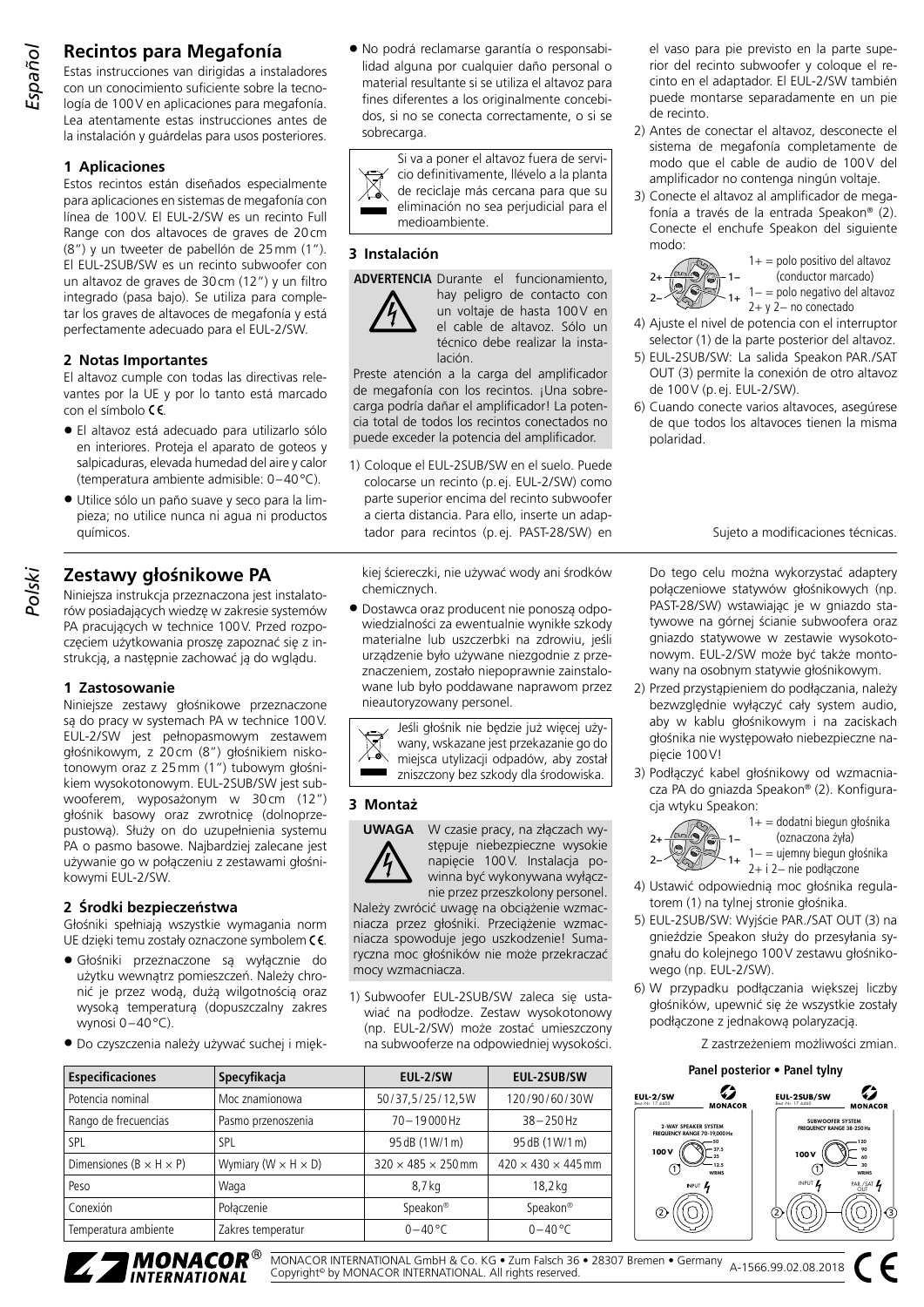Español

# Recintos para Megafonía

Estas instrucciones van dirigidas a instaladores con un conocimiento suficiente sobre la tecnología de 100 V en aplicaciones para megafonía. Lea atentamente estas instrucciones antes de la instalación y guárdelas para usos posteriores.

## 1 Aplicaciones

Estos recintos están diseñados especialmente para aplicaciones en sistemas de megafonía con línea de 100 V. El EUL-2/SW es un recinto Full Range con dos altavoces de graves de 20 cm (8″) y un tweeter de pabellón de 25 mm (1″). El EUL-2SUB/SW es un recinto subwoofer con un altavoz de graves de 30 cm (12″) y un filtro integrado (pasa bajo). Se utiliza para completar los graves de altavoces de megafonía y está perfectamente adecuado para el EUL-2/SW.

## 2 Notas Importantes

El altavoz cumple con todas las directivas relevantes por la UE y por lo tanto está marcado con el símbolo CE.

- El altavoz está adecuado para utilizarlo sólo en interiores. Proteja el aparato de goteos y salpicaduras, elevada humedad del aire y calor (temperatura ambiente admisible: 0 – 40 °C).
- Utilice sólo un paño suave y seco para la limpieza; no utilice nunca ni agua ni productos químicos.
- No podrá reclamarse garantía o responsabilidad alguna por cualquier daño personal o material resultante si se utiliza el altavoz para fines diferentes a los originalmente concebidos, si no se conecta correctamente, o si se sobrecarga.

Si va a poner el altavoz fuera de servicio definitivamente, llévelo a la planta de reciclaje más cercana para que su eliminación no sea perjudicial para el medioambiente.

## 3 Instalación

**ADVERTENCIA** Durante el funcionamiento, hay peligro de contacto con un voltaje de hasta 100 V en el cable de altavoz. Sólo un técnico debe realizar la instalación.

Preste atención a la carga del amplificador de megafonía con los recintos. ¡Una sobrecarga podría dañar el amplificador! La potencia total de todos los recintos conectados no puede exceder la potencia del amplificador.

1) Coloque el EUL-2SUB/SW en el suelo. Puede colocarse un recinto (p. ej. EUL-2/SW) como parte superior encima del recinto subwoofer a cierta distancia. Para ello, inserte un adaptador para recintos (p. ej. PAST-28/SW) en el vaso para pie previsto en la parte superior del recinto subwoofer y coloque el recinto en el adaptador. El EUL-2/SW también puede montarse separadamente en un pie de recinto.
2) Antes de conectar el altavoz, desconecte el sistema de megafonía completamente de modo que el cable de audio de 100 V del amplificador no contenga ningún voltaje.
3) Conecte el altavoz al amplificador de megafonía a través de la entrada Speakon® (2). Conecte el enchufe Speakon del siguiente modo:

   1+ = polo positivo del altavoz (conductor marcado)
   1– = polo negativo del altavoz
   2+ y 2– no conectado
4) Ajuste el nivel de potencia con el interruptor selector (1) de la parte posterior del altavoz.
5) EUL-2SUB/SW: La salida Speakon PAR./SAT OUT (3) permite la conexión de otro altavoz de 100 V (p. ej. EUL-2/SW).
6) Cuando conecte varios altavoces, asegúrese de que todos los altavoces tienen la misma polaridad.

Sujeto a modificaciones técnicas.

Polski

# Zestawy głośnikowe PA

Niniejsza instrukcja przeznaczona jest instalatorów posiadających wiedzę w zakresie systemów PA pracujących w technice 100 V. Przed rozpoczęciem użytkowania proszę zapoznać się z instrukcją, a następnie zachować ją do wglądu.

## 1 Zastosowanie

Niniejsze zestawy głośnikowe przeznaczone są do pracy w systemach PA w technice 100 V. EUL-2/SW jest pełnopasmowym zestawem głośnikowym, z 20 cm (8″) głośnikiem niskotonowym oraz z 25 mm (1″) tubowym głośnikiem wysokotonowym. EUL-2SUB/SW jest subwooferem, wyposażonym w 30 cm (12″) głośnik basowy oraz zwrotnicę (dolnoprzepustową). Służy on do uzupełnienia systemu PA o pasmo basowe. Najbardziej zalecane jest używanie go w połączeniu z zestawami głośnikowymi EUL-2/SW.

## 2 Środki bezpieczeństwa

Głośniki spełniają wszystkie wymagania norm UE dzięki temu zostały oznaczone symbolem CE.

- Głośniki przeznaczone są wyłącznie do użytku wewnątrz pomieszczeń. Należy chronić je przez wodą, dużą wilgotnością oraz wysoką temperaturą (dopuszczalny zakres wynosi 0 – 40 °C).
- Do czyszczenia należy używać suchej i miękkiej ściereczki, nie używać wody ani środków chemicznych.
- Dostawca oraz producent nie ponoszą odpowiedzialności za ewentualnie wynikłe szkody materialne lub uszczerbki na zdrowiu, jeśli urządzenie było używane niezgodnie z przeznaczeniem, zostało niepoprawnie zainstalowane lub było poddawane naprawom przez nieautoryzowany personel.

Jeśli głośnik nie będzie już więcej używany, wskazane jest przekazanie go do miejsca utylizacji odpadów, aby został zniszczony bez szkody dla środowiska.

## 3 Montaż

**UWAGA** W czasie pracy, na złączach występuje niebezpieczne wysokie napięcie 100 V. Instalacja powinna być wykonywana wyłącznie przez przeszkolony personel.

Należy zwrócić uwagę na obciążenie wzmacniacza przez głośniki. Przeciążenie wzmacniacza spowoduje jego uszkodzenie! Sumaryczna moc głośników nie może przekraczać mocy wzmacniacza.

1) Subwoofer EUL-2SUB/SW zaleca się ustawiać na podłodze. Zestaw wysokotonowy (np. EUL-2/SW) może zostać umieszczony na subwooferze na odpowiedniej wysokości. Do tego celu można wykorzystać adaptery połączeniowe statywów głośnikowych (np. PAST-28/SW) wstawiając je w gniazdo statywowe na górnej ścianie subwoofera oraz gniazdo statywowe w zestawie wysokotonowym. EUL-2/SW może być także montowany na osobnym statywie głośnikowym.
2) Przed przystąpieniem do podłączania, należy bezwzględnie wyłączyć cały system audio, aby w kablu głośnikowym i na zaciskach głośnika nie występowało niebezpieczne napięcie 100 V!
3) Podłączyć kabel głośnikowy od wzmacniacza PA do gniazda Speakon® (2). Konfiguracja wtyku Speakon:

   1+ = dodatni biegun głośnika (oznaczona żyła)
   1– = ujemny biegun głośnika
   2+ i 2– nie podłączone
4) Ustawić odpowiednią moc głośnika regulatorem (1) na tylnej stronie głośnika.
5) EUL-2SUB/SW: Wyjście PAR./SAT OUT (3) na gnieździe Speakon służy do przesyłania sygnału do kolejnego 100 V zestawu głośnikowego (np. EUL-2/SW).
6) W przypadku podłączania większej liczby głośników, upewnić się że wszystkie zostały podłączone z jednakową polaryzacją.

Z zastrzeżeniem możliwości zmian.

| Especificaciones | Specyfikacja | EUL-2/SW | EUL-2SUB/SW |
|---|---|---|---|
| Potencia nominal | Moc znamionowa | 50/37,5/25/12,5 W | 120/90/60/30 W |
| Rango de frecuencias | Pasmo przenoszenia | 70 – 19 000 Hz | 38 – 250 Hz |
| SPL | SPL | 95 dB (1 W/1 m) | 95 dB (1 W/1 m) |
| Dimensiones (B × H × P) | Wymiary (W × H × D) | 320 × 485 × 250 mm | 420 × 430 × 445 mm |
| Peso | Waga | 8,7 kg | 18,2 kg |
| Conexión | Połączenie | Speakon® | Speakon® |
| Temperatura ambiente | Zakres temperatur | 0 – 40 °C | 0 – 40 °C |

**Panel posterior • Panel tylny**

EUL-2/SW
Best.-Nr. 17.4450
MONACOR
2-WAY SPEAKER SYSTEM
FREQUENCY RANGE 70-19,000 Hz
100 V
50
37.5
25
12.5
WRMS
1
INPUT
2

EUL-2SUB/SW
Best.-Nr. 17.4460
MONACOR
SUBWOOFER SYSTEM
FREQUENCY RANGE 38-250 Hz
100 V
120
90
60
30
WRMS
1
INPUT
PAR./SAT OUT
2
3

MONACOR® INTERNATIONAL

MONACOR INTERNATIONAL GmbH & Co. KG • Zum Falsch 36 • 28307 Bremen • Germany
Copyright© by MONACOR INTERNATIONAL. All rights reserved.

A-1566.99.02.08.2018